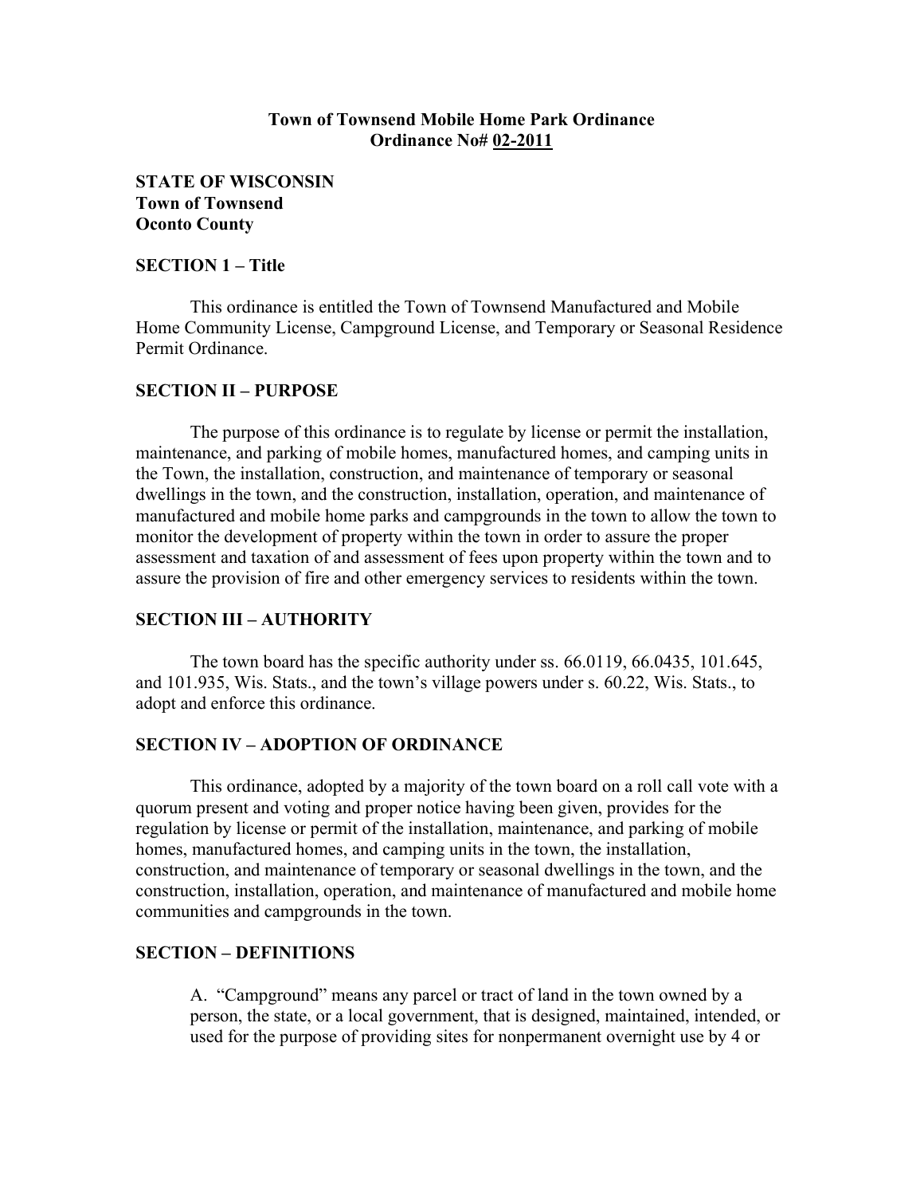# Town of Townsend Mobile Home Park Ordinance
## Ordinance No# 02-2011

**STATE OF WISCONSIN**
**Town of Townsend**
**Oconto County**

## SECTION 1 – Title

This ordinance is entitled the Town of Townsend Manufactured and Mobile Home Community License, Campground License, and Temporary or Seasonal Residence Permit Ordinance.

## SECTION II – PURPOSE

The purpose of this ordinance is to regulate by license or permit the installation, maintenance, and parking of mobile homes, manufactured homes, and camping units in the Town, the installation, construction, and maintenance of temporary or seasonal dwellings in the town, and the construction, installation, operation, and maintenance of manufactured and mobile home parks and campgrounds in the town to allow the town to monitor the development of property within the town in order to assure the proper assessment and taxation of and assessment of fees upon property within the town and to assure the provision of fire and other emergency services to residents within the town.

## SECTION III – AUTHORITY

The town board has the specific authority under ss. 66.0119, 66.0435, 101.645, and 101.935, Wis. Stats., and the town's village powers under s. 60.22, Wis. Stats., to adopt and enforce this ordinance.

## SECTION IV – ADOPTION OF ORDINANCE

This ordinance, adopted by a majority of the town board on a roll call vote with a quorum present and voting and proper notice having been given, provides for the regulation by license or permit of the installation, maintenance, and parking of mobile homes, manufactured homes, and camping units in the town, the installation, construction, and maintenance of temporary or seasonal dwellings in the town, and the construction, installation, operation, and maintenance of manufactured and mobile home communities and campgrounds in the town.

## SECTION – DEFINITIONS

A. "Campground" means any parcel or tract of land in the town owned by a person, the state, or a local government, that is designed, maintained, intended, or used for the purpose of providing sites for nonpermanent overnight use by 4 or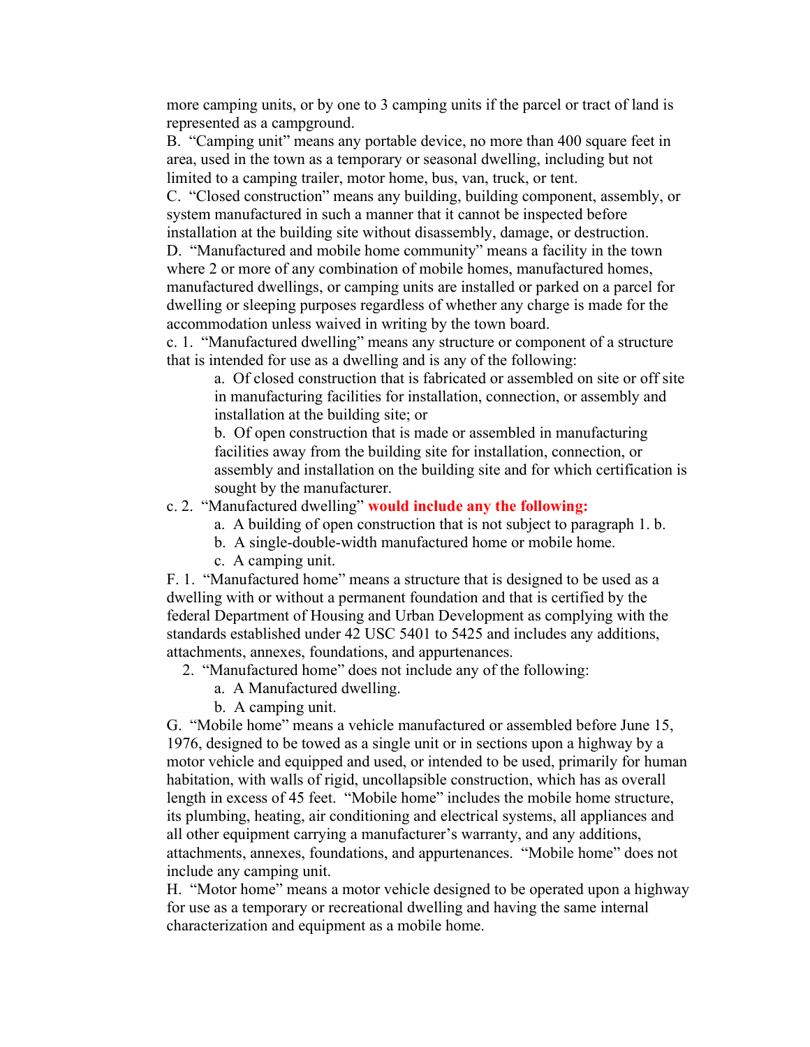more camping units, or by one to 3 camping units if the parcel or tract of land is represented as a campground.

B. "Camping unit" means any portable device, no more than 400 square feet in area, used in the town as a temporary or seasonal dwelling, including but not limited to a camping trailer, motor home, bus, van, truck, or tent.

C. "Closed construction" means any building, building component, assembly, or system manufactured in such a manner that it cannot be inspected before installation at the building site without disassembly, damage, or destruction.

D. "Manufactured and mobile home community" means a facility in the town where 2 or more of any combination of mobile homes, manufactured homes, manufactured dwellings, or camping units are installed or parked on a parcel for dwelling or sleeping purposes regardless of whether any charge is made for the accommodation unless waived in writing by the town board.

c. 1. "Manufactured dwelling" means any structure or component of a structure that is intended for use as a dwelling and is any of the following:

> a. Of closed construction that is fabricated or assembled on site or off site in manufacturing facilities for installation, connection, or assembly and installation at the building site; or
>
> b. Of open construction that is made or assembled in manufacturing facilities away from the building site for installation, connection, or assembly and installation on the building site and for which certification is sought by the manufacturer.

c. 2. "Manufactured dwelling" **would include any the following:**

> a. A building of open construction that is not subject to paragraph 1. b.
>
> b. A single-double-width manufactured home or mobile home.
>
> c. A camping unit.

F. 1. "Manufactured home" means a structure that is designed to be used as a dwelling with or without a permanent foundation and that is certified by the federal Department of Housing and Urban Development as complying with the standards established under 42 USC 5401 to 5425 and includes any additions, attachments, annexes, foundations, and appurtenances.

2. "Manufactured home" does not include any of the following:

> a. A Manufactured dwelling.
>
> b. A camping unit.

G. "Mobile home" means a vehicle manufactured or assembled before June 15, 1976, designed to be towed as a single unit or in sections upon a highway by a motor vehicle and equipped and used, or intended to be used, primarily for human habitation, with walls of rigid, uncollapsible construction, which has as overall length in excess of 45 feet. "Mobile home" includes the mobile home structure, its plumbing, heating, air conditioning and electrical systems, all appliances and all other equipment carrying a manufacturer's warranty, and any additions, attachments, annexes, foundations, and appurtenances. "Mobile home" does not include any camping unit.

H. "Motor home" means a motor vehicle designed to be operated upon a highway for use as a temporary or recreational dwelling and having the same internal characterization and equipment as a mobile home.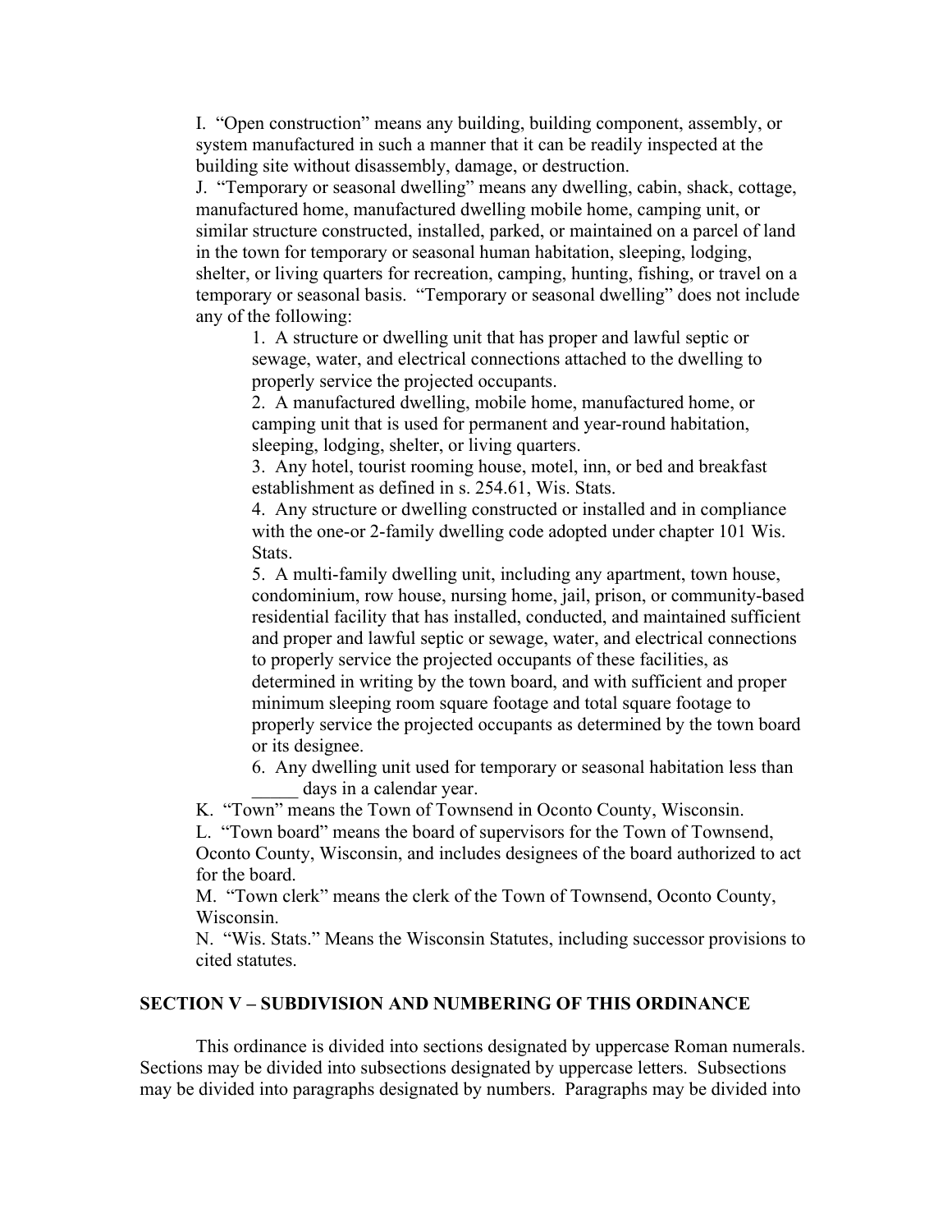I. "Open construction" means any building, building component, assembly, or system manufactured in such a manner that it can be readily inspected at the building site without disassembly, damage, or destruction.

J. "Temporary or seasonal dwelling" means any dwelling, cabin, shack, cottage, manufactured home, manufactured dwelling mobile home, camping unit, or similar structure constructed, installed, parked, or maintained on a parcel of land in the town for temporary or seasonal human habitation, sleeping, lodging, shelter, or living quarters for recreation, camping, hunting, fishing, or travel on a temporary or seasonal basis. "Temporary or seasonal dwelling" does not include any of the following:

1. A structure or dwelling unit that has proper and lawful septic or sewage, water, and electrical connections attached to the dwelling to properly service the projected occupants.
2. A manufactured dwelling, mobile home, manufactured home, or camping unit that is used for permanent and year-round habitation, sleeping, lodging, shelter, or living quarters.
3. Any hotel, tourist rooming house, motel, inn, or bed and breakfast establishment as defined in s. 254.61, Wis. Stats.
4. Any structure or dwelling constructed or installed and in compliance with the one-or 2-family dwelling code adopted under chapter 101 Wis. Stats.
5. A multi-family dwelling unit, including any apartment, town house, condominium, row house, nursing home, jail, prison, or community-based residential facility that has installed, conducted, and maintained sufficient and proper and lawful septic or sewage, water, and electrical connections to properly service the projected occupants of these facilities, as determined in writing by the town board, and with sufficient and proper minimum sleeping room square footage and total square footage to properly service the projected occupants as determined by the town board or its designee.
6. Any dwelling unit used for temporary or seasonal habitation less than _____ days in a calendar year.

K. "Town" means the Town of Townsend in Oconto County, Wisconsin.

L. "Town board" means the board of supervisors for the Town of Townsend, Oconto County, Wisconsin, and includes designees of the board authorized to act for the board.

M. "Town clerk" means the clerk of the Town of Townsend, Oconto County, Wisconsin.

N. "Wis. Stats." Means the Wisconsin Statutes, including successor provisions to cited statutes.

## SECTION V – SUBDIVISION AND NUMBERING OF THIS ORDINANCE

This ordinance is divided into sections designated by uppercase Roman numerals. Sections may be divided into subsections designated by uppercase letters. Subsections may be divided into paragraphs designated by numbers. Paragraphs may be divided into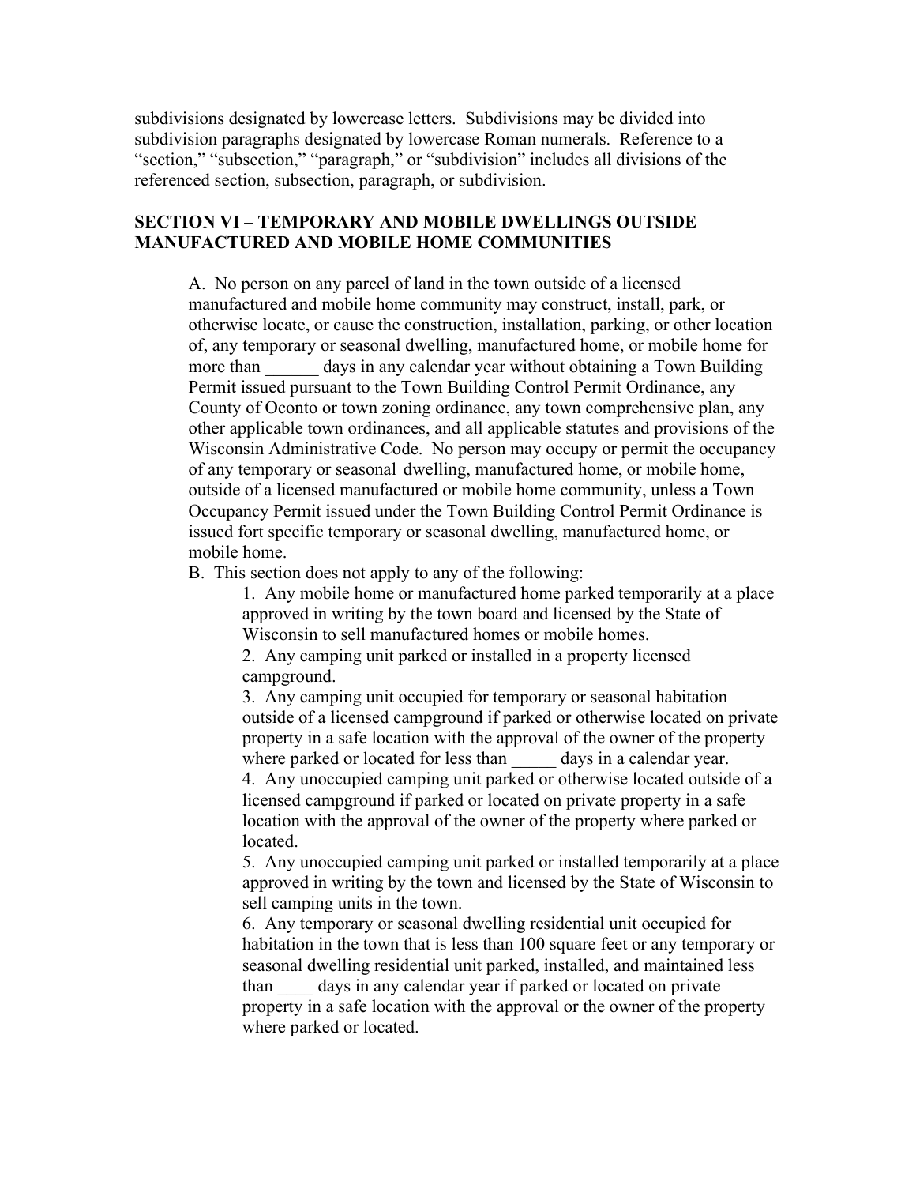subdivisions designated by lowercase letters. Subdivisions may be divided into subdivision paragraphs designated by lowercase Roman numerals. Reference to a "section," "subsection," "paragraph," or "subdivision" includes all divisions of the referenced section, subsection, paragraph, or subdivision.

## SECTION VI – TEMPORARY AND MOBILE DWELLINGS OUTSIDE MANUFACTURED AND MOBILE HOME COMMUNITIES

A. No person on any parcel of land in the town outside of a licensed manufactured and mobile home community may construct, install, park, or otherwise locate, or cause the construction, installation, parking, or other location of, any temporary or seasonal dwelling, manufactured home, or mobile home for more than ______ days in any calendar year without obtaining a Town Building Permit issued pursuant to the Town Building Control Permit Ordinance, any County of Oconto or town zoning ordinance, any town comprehensive plan, any other applicable town ordinances, and all applicable statutes and provisions of the Wisconsin Administrative Code. No person may occupy or permit the occupancy of any temporary or seasonal dwelling, manufactured home, or mobile home, outside of a licensed manufactured or mobile home community, unless a Town Occupancy Permit issued under the Town Building Control Permit Ordinance is issued fort specific temporary or seasonal dwelling, manufactured home, or mobile home.

B. This section does not apply to any of the following:

1. Any mobile home or manufactured home parked temporarily at a place approved in writing by the town board and licensed by the State of Wisconsin to sell manufactured homes or mobile homes.
2. Any camping unit parked or installed in a property licensed campground.
3. Any camping unit occupied for temporary or seasonal habitation outside of a licensed campground if parked or otherwise located on private property in a safe location with the approval of the owner of the property where parked or located for less than _____ days in a calendar year.
4. Any unoccupied camping unit parked or otherwise located outside of a licensed campground if parked or located on private property in a safe location with the approval of the owner of the property where parked or located.
5. Any unoccupied camping unit parked or installed temporarily at a place approved in writing by the town and licensed by the State of Wisconsin to sell camping units in the town.
6. Any temporary or seasonal dwelling residential unit occupied for habitation in the town that is less than 100 square feet or any temporary or seasonal dwelling residential unit parked, installed, and maintained less than ____ days in any calendar year if parked or located on private property in a safe location with the approval or the owner of the property where parked or located.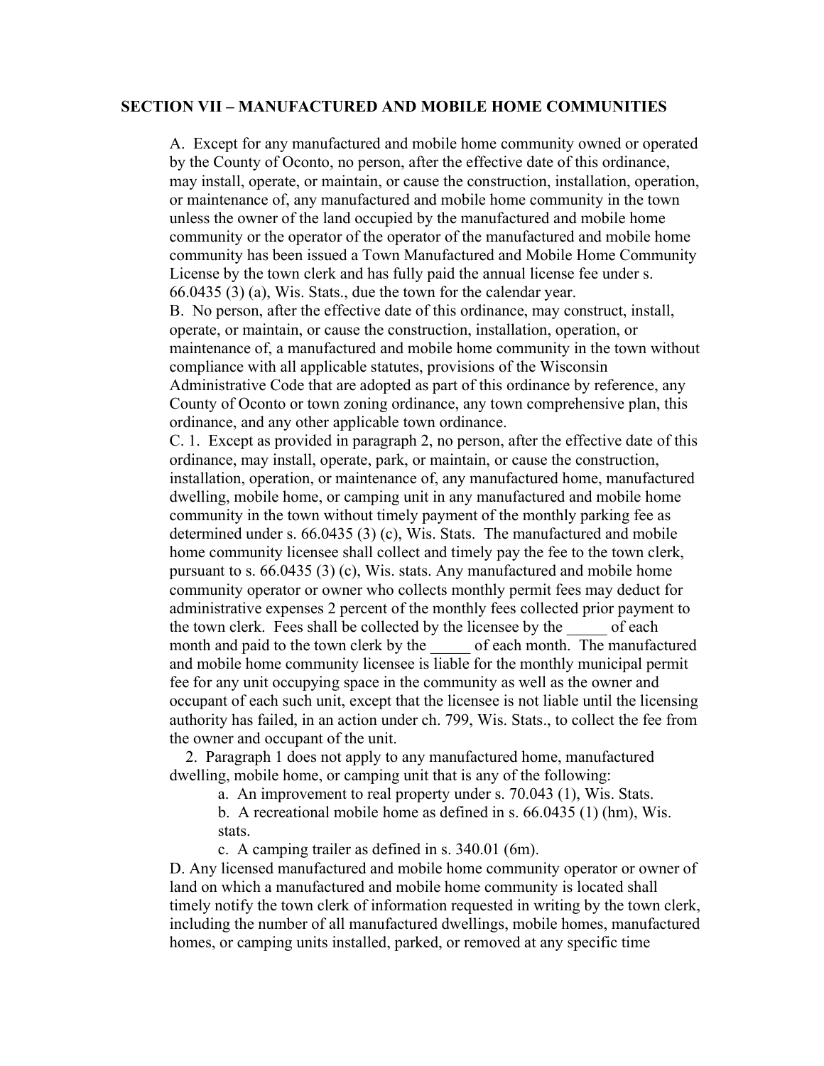**SECTION VII – MANUFACTURED AND MOBILE HOME COMMUNITIES**

A. Except for any manufactured and mobile home community owned or operated by the County of Oconto, no person, after the effective date of this ordinance, may install, operate, or maintain, or cause the construction, installation, operation, or maintenance of, any manufactured and mobile home community in the town unless the owner of the land occupied by the manufactured and mobile home community or the operator of the operator of the manufactured and mobile home community has been issued a Town Manufactured and Mobile Home Community License by the town clerk and has fully paid the annual license fee under s. 66.0435 (3) (a), Wis. Stats., due the town for the calendar year.

B. No person, after the effective date of this ordinance, may construct, install, operate, or maintain, or cause the construction, installation, operation, or maintenance of, a manufactured and mobile home community in the town without compliance with all applicable statutes, provisions of the Wisconsin Administrative Code that are adopted as part of this ordinance by reference, any County of Oconto or town zoning ordinance, any town comprehensive plan, this ordinance, and any other applicable town ordinance.

C. 1. Except as provided in paragraph 2, no person, after the effective date of this ordinance, may install, operate, park, or maintain, or cause the construction, installation, operation, or maintenance of, any manufactured home, manufactured dwelling, mobile home, or camping unit in any manufactured and mobile home community in the town without timely payment of the monthly parking fee as determined under s. 66.0435 (3) (c), Wis. Stats. The manufactured and mobile home community licensee shall collect and timely pay the fee to the town clerk, pursuant to s. 66.0435 (3) (c), Wis. stats. Any manufactured and mobile home community operator or owner who collects monthly permit fees may deduct for administrative expenses 2 percent of the monthly fees collected prior payment to the town clerk. Fees shall be collected by the licensee by the _____ of each month and paid to the town clerk by the _____ of each month. The manufactured and mobile home community licensee is liable for the monthly municipal permit fee for any unit occupying space in the community as well as the owner and occupant of each such unit, except that the licensee is not liable until the licensing authority has failed, in an action under ch. 799, Wis. Stats., to collect the fee from the owner and occupant of the unit.

2. Paragraph 1 does not apply to any manufactured home, manufactured dwelling, mobile home, or camping unit that is any of the following:

   a. An improvement to real property under s. 70.043 (1), Wis. Stats.

   b. A recreational mobile home as defined in s. 66.0435 (1) (hm), Wis. stats.

   c. A camping trailer as defined in s. 340.01 (6m).

D. Any licensed manufactured and mobile home community operator or owner of land on which a manufactured and mobile home community is located shall timely notify the town clerk of information requested in writing by the town clerk, including the number of all manufactured dwellings, mobile homes, manufactured homes, or camping units installed, parked, or removed at any specific time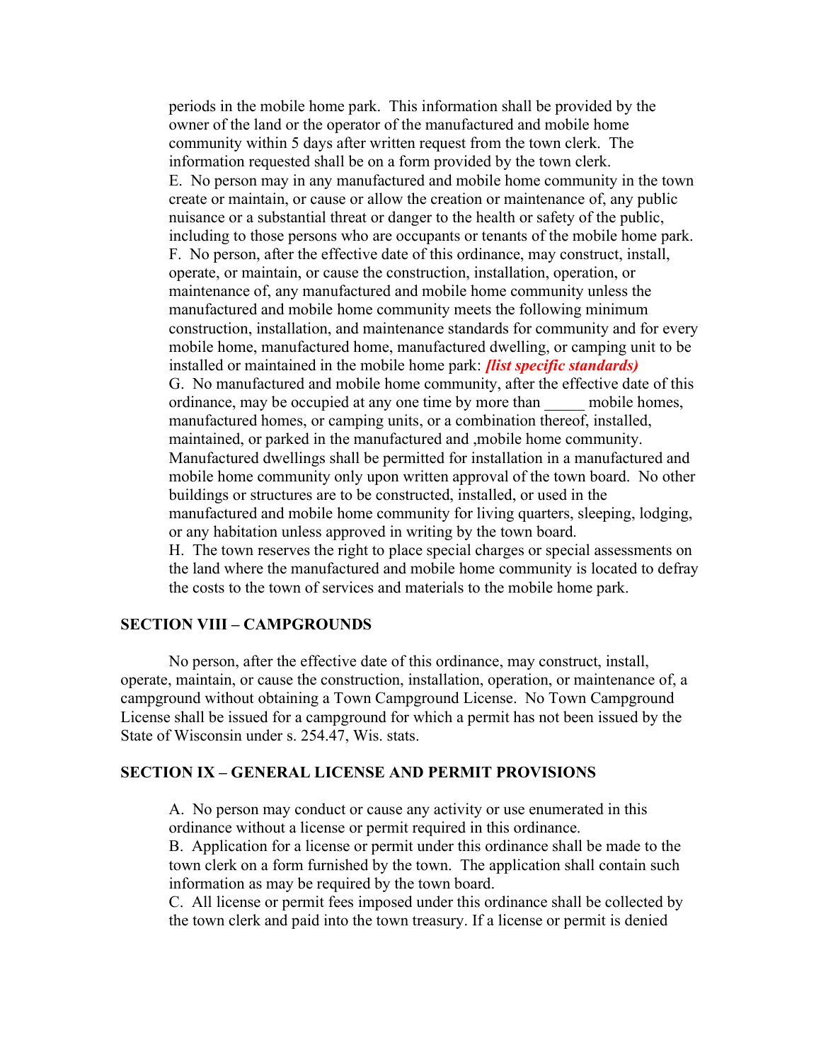periods in the mobile home park. This information shall be provided by the owner of the land or the operator of the manufactured and mobile home community within 5 days after written request from the town clerk. The information requested shall be on a form provided by the town clerk.

E. No person may in any manufactured and mobile home community in the town create or maintain, or cause or allow the creation or maintenance of, any public nuisance or a substantial threat or danger to the health or safety of the public, including to those persons who are occupants or tenants of the mobile home park.

F. No person, after the effective date of this ordinance, may construct, install, operate, or maintain, or cause the construction, installation, operation, or maintenance of, any manufactured and mobile home community unless the manufactured and mobile home community meets the following minimum construction, installation, and maintenance standards for community and for every mobile home, manufactured home, manufactured dwelling, or camping unit to be installed or maintained in the mobile home park: ***[list specific standards)***

G. No manufactured and mobile home community, after the effective date of this ordinance, may be occupied at any one time by more than _____ mobile homes, manufactured homes, or camping units, or a combination thereof, installed, maintained, or parked in the manufactured and ,mobile home community. Manufactured dwellings shall be permitted for installation in a manufactured and mobile home community only upon written approval of the town board. No other buildings or structures are to be constructed, installed, or used in the manufactured and mobile home community for living quarters, sleeping, lodging, or any habitation unless approved in writing by the town board.

H. The town reserves the right to place special charges or special assessments on the land where the manufactured and mobile home community is located to defray the costs to the town of services and materials to the mobile home park.

## SECTION VIII – CAMPGROUNDS

No person, after the effective date of this ordinance, may construct, install, operate, maintain, or cause the construction, installation, operation, or maintenance of, a campground without obtaining a Town Campground License. No Town Campground License shall be issued for a campground for which a permit has not been issued by the State of Wisconsin under s. 254.47, Wis. stats.

## SECTION IX – GENERAL LICENSE AND PERMIT PROVISIONS

A. No person may conduct or cause any activity or use enumerated in this ordinance without a license or permit required in this ordinance.

B. Application for a license or permit under this ordinance shall be made to the town clerk on a form furnished by the town. The application shall contain such information as may be required by the town board.

C. All license or permit fees imposed under this ordinance shall be collected by the town clerk and paid into the town treasury. If a license or permit is denied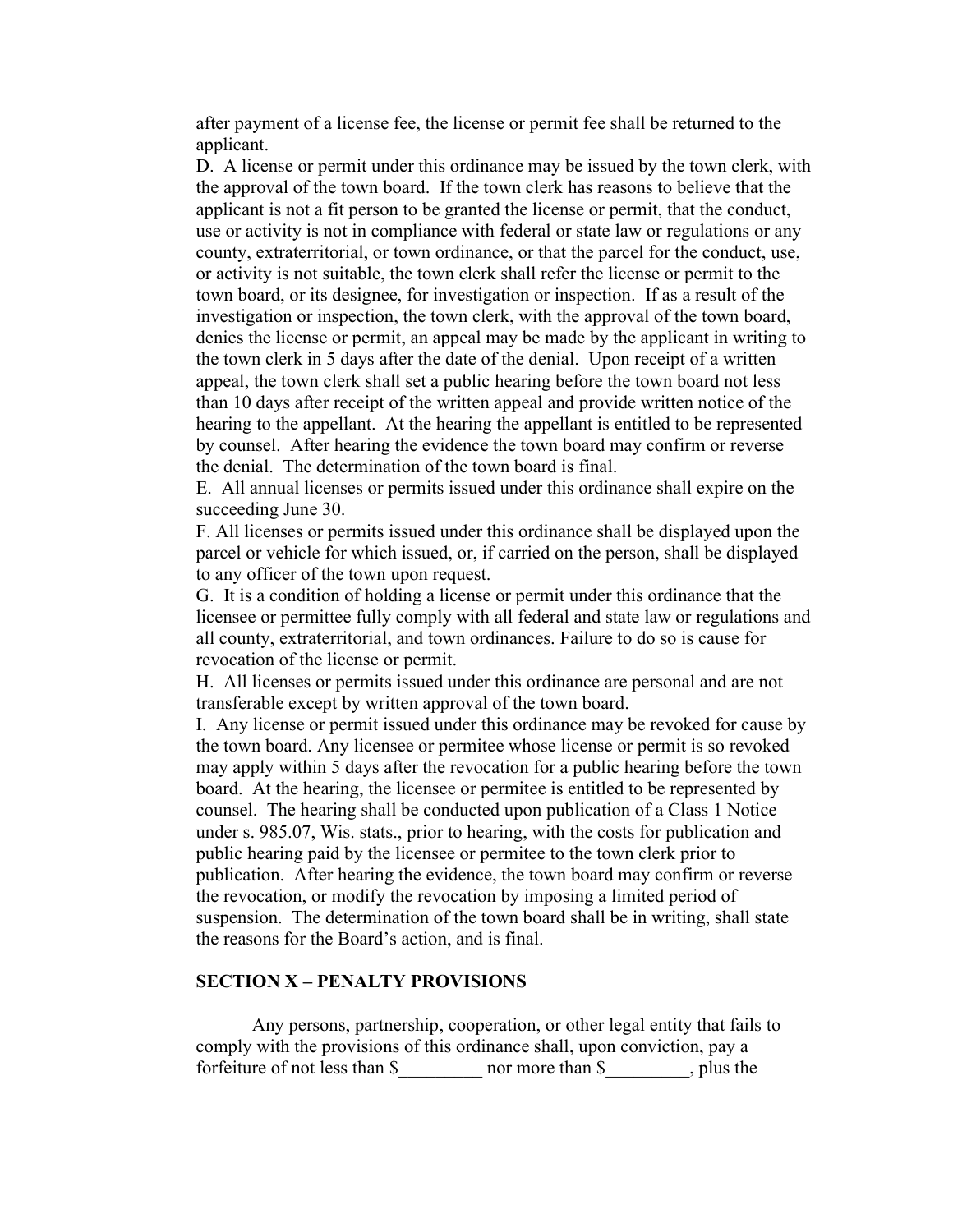after payment of a license fee, the license or permit fee shall be returned to the applicant.

D. A license or permit under this ordinance may be issued by the town clerk, with the approval of the town board. If the town clerk has reasons to believe that the applicant is not a fit person to be granted the license or permit, that the conduct, use or activity is not in compliance with federal or state law or regulations or any county, extraterritorial, or town ordinance, or that the parcel for the conduct, use, or activity is not suitable, the town clerk shall refer the license or permit to the town board, or its designee, for investigation or inspection. If as a result of the investigation or inspection, the town clerk, with the approval of the town board, denies the license or permit, an appeal may be made by the applicant in writing to the town clerk in 5 days after the date of the denial. Upon receipt of a written appeal, the town clerk shall set a public hearing before the town board not less than 10 days after receipt of the written appeal and provide written notice of the hearing to the appellant. At the hearing the appellant is entitled to be represented by counsel. After hearing the evidence the town board may confirm or reverse the denial. The determination of the town board is final.

E. All annual licenses or permits issued under this ordinance shall expire on the succeeding June 30.

F. All licenses or permits issued under this ordinance shall be displayed upon the parcel or vehicle for which issued, or, if carried on the person, shall be displayed to any officer of the town upon request.

G. It is a condition of holding a license or permit under this ordinance that the licensee or permittee fully comply with all federal and state law or regulations and all county, extraterritorial, and town ordinances. Failure to do so is cause for revocation of the license or permit.

H. All licenses or permits issued under this ordinance are personal and are not transferable except by written approval of the town board.

I. Any license or permit issued under this ordinance may be revoked for cause by the town board. Any licensee or permitee whose license or permit is so revoked may apply within 5 days after the revocation for a public hearing before the town board. At the hearing, the licensee or permitee is entitled to be represented by counsel. The hearing shall be conducted upon publication of a Class 1 Notice under s. 985.07, Wis. stats., prior to hearing, with the costs for publication and public hearing paid by the licensee or permitee to the town clerk prior to publication. After hearing the evidence, the town board may confirm or reverse the revocation, or modify the revocation by imposing a limited period of suspension. The determination of the town board shall be in writing, shall state the reasons for the Board's action, and is final.

## SECTION X – PENALTY PROVISIONS

Any persons, partnership, cooperation, or other legal entity that fails to comply with the provisions of this ordinance shall, upon conviction, pay a forfeiture of not less than $_________ nor more than $_________, plus the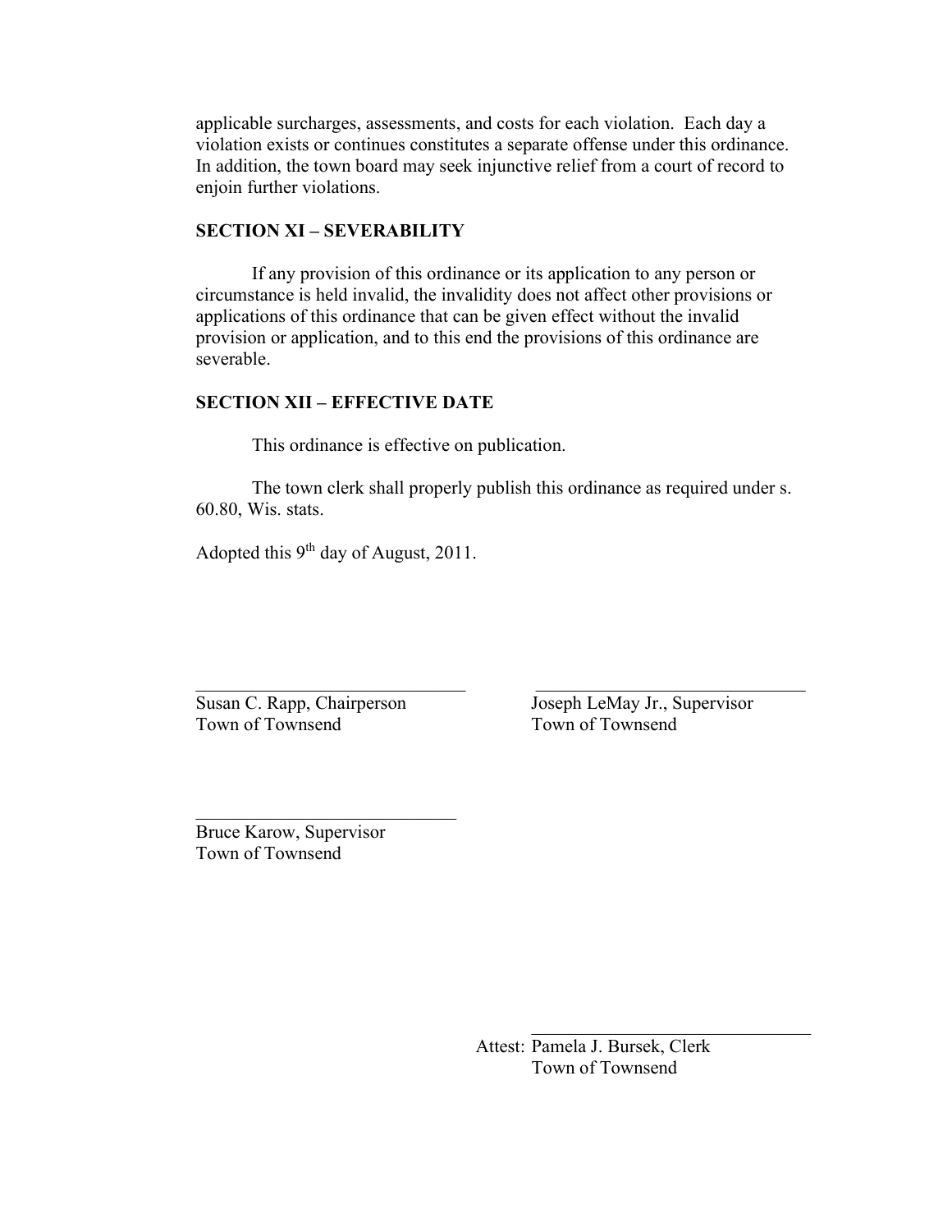applicable surcharges, assessments, and costs for each violation. Each day a violation exists or continues constitutes a separate offense under this ordinance. In addition, the town board may seek injunctive relief from a court of record to enjoin further violations.

**SECTION XI – SEVERABILITY**

If any provision of this ordinance or its application to any person or circumstance is held invalid, the invalidity does not affect other provisions or applications of this ordinance that can be given effect without the invalid provision or application, and to this end the provisions of this ordinance are severable.

**SECTION XII – EFFECTIVE DATE**

This ordinance is effective on publication.

The town clerk shall properly publish this ordinance as required under s. 60.80, Wis. stats.

Adopted this 9th day of August, 2011.

_____________________________
Susan C. Rapp, Chairperson
Town of Townsend

_____________________________
Joseph LeMay Jr., Supervisor
Town of Townsend

_____________________________
Bruce Karow, Supervisor
Town of Townsend

_____________________________
Attest: Pamela J. Bursek, Clerk
Town of Townsend